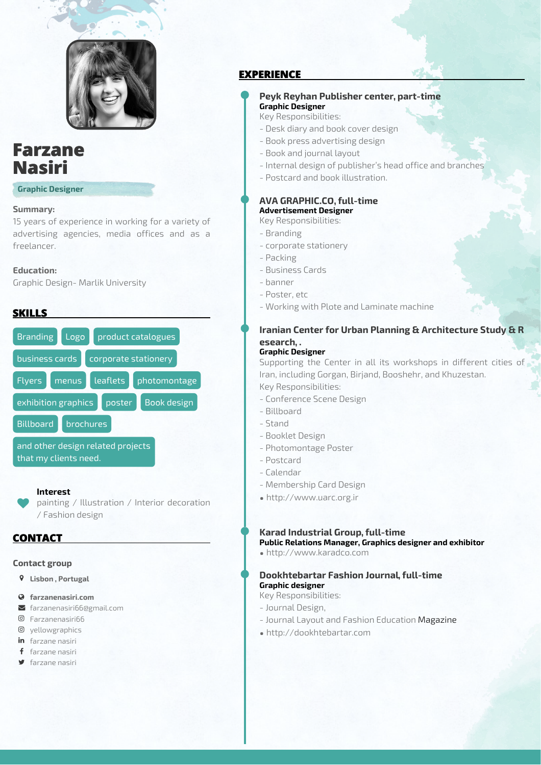# Farzane Nasiri

**Graphic Designer**

**Summary:**
15 years of experience in working for a variety of advertising agencies, media offices and as a freelancer.

**Education:**
Graphic Design- Marlik University

## SKILLS

Branding | Logo | product catalogues | business cards | corporate stationery | Flyers | menus | leaflets | photomontage | exhibition graphics | poster | Book design | Billboard | brochures | and other design related projects that my clients need.

**Interest**
painting / Illustration / Interior decoration / Fashion design

## CONTACT

**Contact group**

- **Lisbon , Portugal**
- **farzanenasiri.com**
- farzanenasiri66@gmail.com
- Farzanenasiri66
- yellowgraphics
- farzane nasiri
- farzane nasiri
- farzane nasiri

## EXPERIENCE

### Peyk Reyhan Publisher center, part-time
**Graphic Designer**
Key Responsibilities:
- Desk diary and book cover design
- Book press advertising design
- Book and journal layout
- Internal design of publisher's head office and branches
- Postcard and book illustration.

### AVA GRAPHIC.CO, full-time
**Advertisement Designer**
Key Responsibilities:
- Branding
- corporate stationery
- Packing
- Business Cards
- banner
- Poster, etc
- Working with Plote and Laminate machine

### Iranian Center for Urban Planning & Architecture Study & Research, .
**Graphic Designer**
Supporting the Center in all its workshops in different cities of Iran, including Gorgan, Birjand, Booshehr, and Khuzestan.
Key Responsibilities:
- Conference Scene Design
- Billboard
- Stand
- Booklet Design
- Photomontage Poster
- Postcard
- Calendar
- Membership Card Design
- http://www.uarc.org.ir

### Karad Industrial Group, full-time
**Public Relations Manager, Graphics designer and exhibitor**
- http://www.karadco.com

### Dookhtebartar Fashion Journal, full-time
**Graphic designer**
Key Responsibilities:
- Journal Design,
- Journal Layout and Fashion Education Magazine
- http://dookhtebartar.com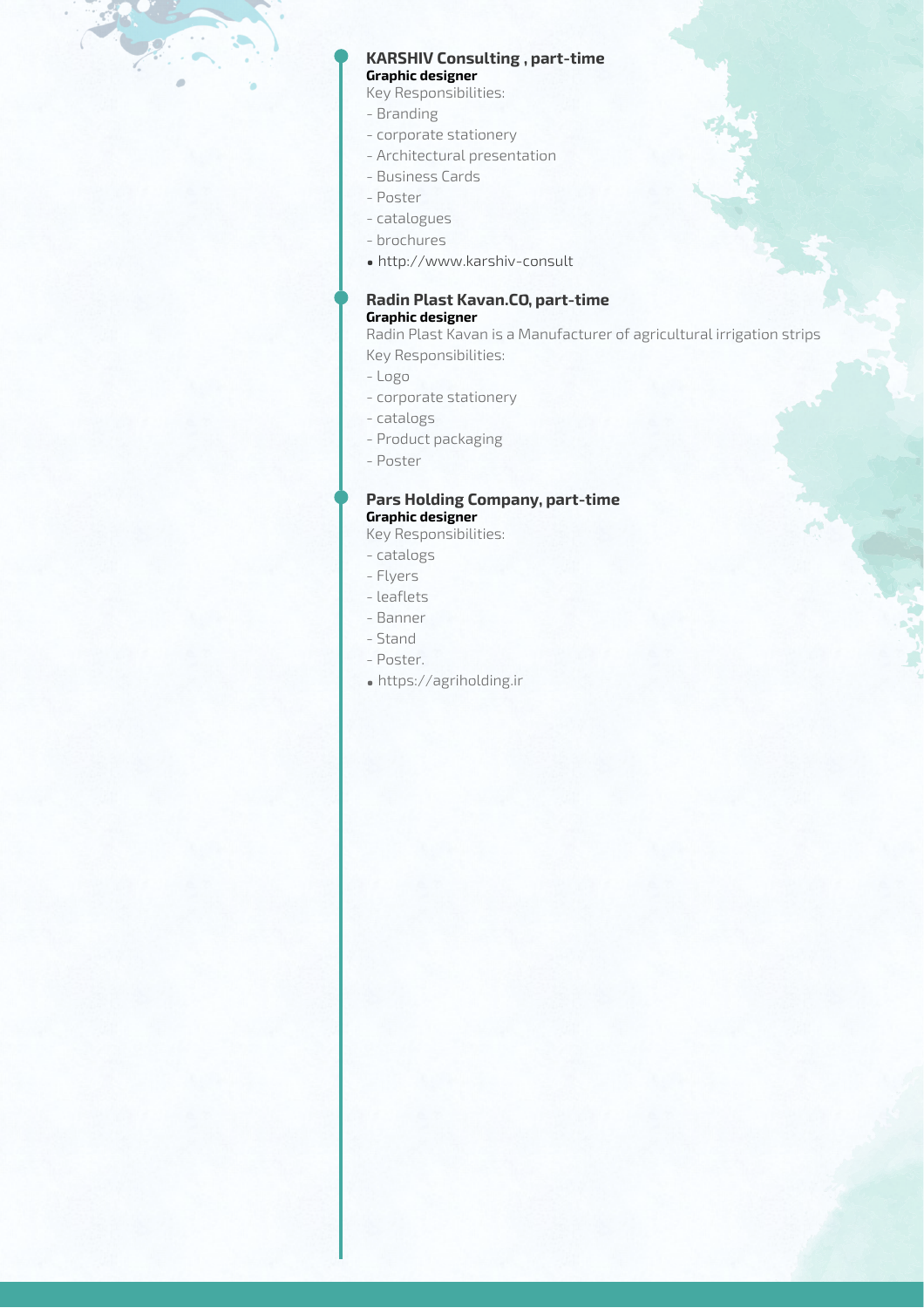### KARSHIV Consulting , part-time
**Graphic designer**

Key Responsibilities:

- Branding
- corporate stationery
- Architectural presentation
- Business Cards
- Poster
- catalogues
- brochures

- http://www.karshiv-consult

### Radin Plast Kavan.CO, part-time
**Graphic designer**

Radin Plast Kavan is a Manufacturer of agricultural irrigation strips

Key Responsibilities:

- Logo
- corporate stationery
- catalogs
- Product packaging
- Poster

### Pars Holding Company, part-time
**Graphic designer**

Key Responsibilities:

- catalogs
- Flyers
- leaflets
- Banner
- Stand
- Poster.

- https://agriholding.ir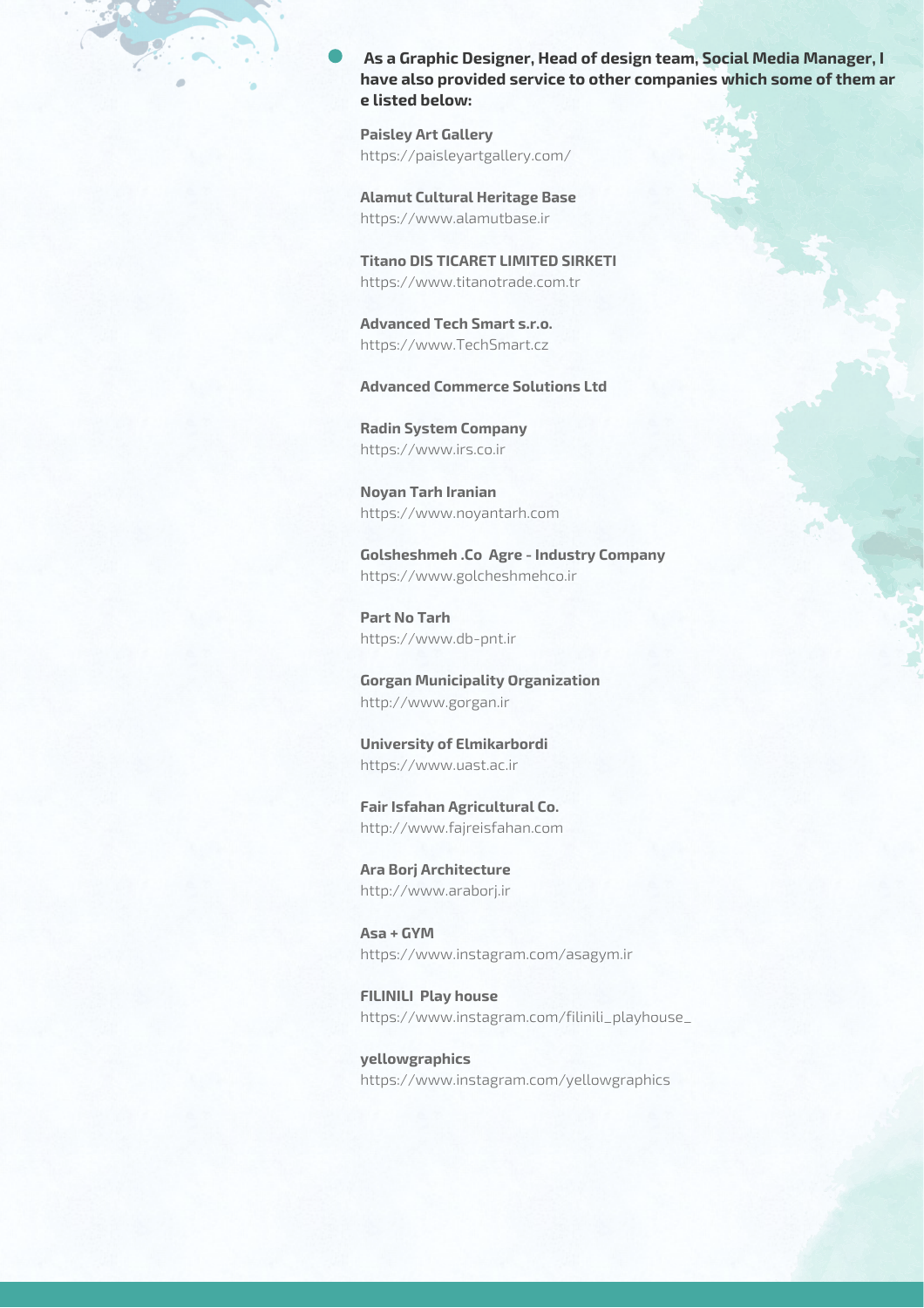- **As a Graphic Designer, Head of design team, Social Media Manager, I have also provided service to other companies which some of them are listed below:**

**Paisley Art Gallery**
https://paisleyartgallery.com/

**Alamut Cultural Heritage Base**
https://www.alamutbase.ir

**Titano DIS TICARET LIMITED SIRKETI**
https://www.titanotrade.com.tr

**Advanced Tech Smart s.r.o.**
https://www.TechSmart.cz

**Advanced Commerce Solutions Ltd**

**Radin System Company**
https://www.irs.co.ir

**Noyan Tarh Iranian**
https://www.noyantarh.com

**Golsheshmeh .Co Agre - Industry Company**
https://www.golcheshmehco.ir

**Part No Tarh**
https://www.db-pnt.ir

**Gorgan Municipality Organization**
http://www.gorgan.ir

**University of Elmikarbordi**
https://www.uast.ac.ir

**Fair Isfahan Agricultural Co.**
http://www.fajreisfahan.com

**Ara Borj Architecture**
http://www.araborj.ir

**Asa + GYM**
https://www.instagram.com/asagym.ir

**FILINILI Play house**
https://www.instagram.com/filinili_playhouse_

**yellowgraphics**
https://www.instagram.com/yellowgraphics